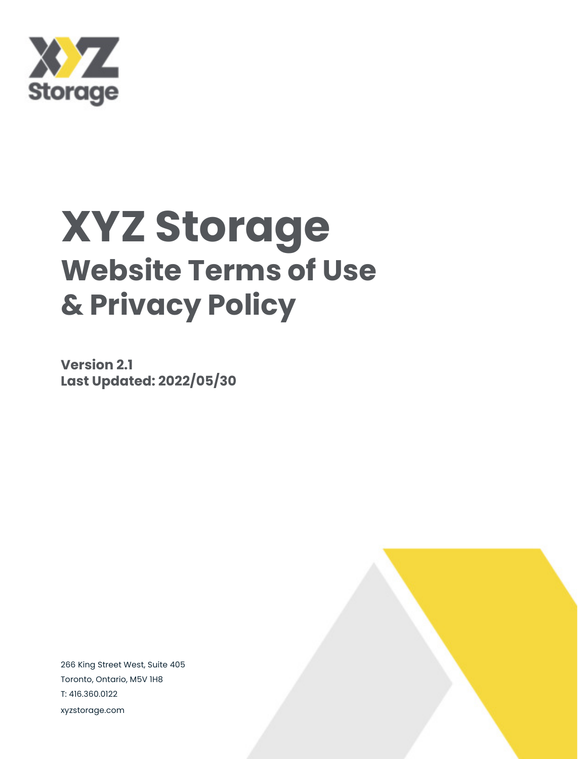XYZ Storage

# XYZ Storage

## Website Terms of Use & Privacy Policy

**Version 2.1**
**Last Updated: 2022/05/30**

266 King Street West, Suite 405
Toronto, Ontario, M5V 1H8
T: 416.360.0122
xyzstorage.com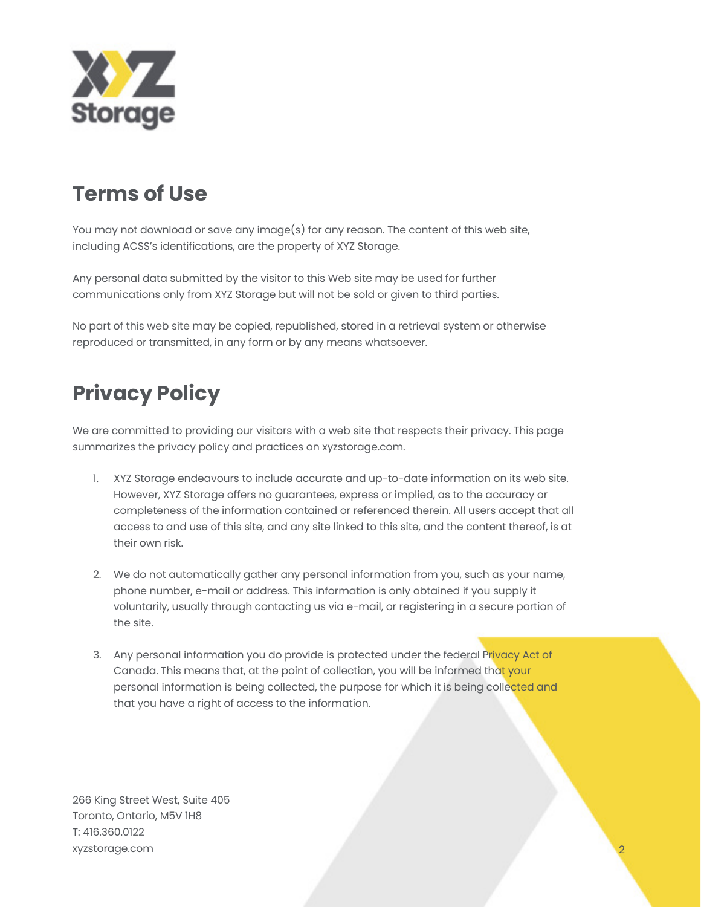## Terms of Use

You may not download or save any image(s) for any reason. The content of this web site, including ACSS's identifications, are the property of XYZ Storage.

Any personal data submitted by the visitor to this Web site may be used for further communications only from XYZ Storage but will not be sold or given to third parties.

No part of this web site may be copied, republished, stored in a retrieval system or otherwise reproduced or transmitted, in any form or by any means whatsoever.

## Privacy Policy

We are committed to providing our visitors with a web site that respects their privacy. This page summarizes the privacy policy and practices on xyzstorage.com.

1. XYZ Storage endeavours to include accurate and up-to-date information on its web site. However, XYZ Storage offers no guarantees, express or implied, as to the accuracy or completeness of the information contained or referenced therein. All users accept that all access to and use of this site, and any site linked to this site, and the content thereof, is at their own risk.

2. We do not automatically gather any personal information from you, such as your name, phone number, e-mail or address. This information is only obtained if you supply it voluntarily, usually through contacting us via e-mail, or registering in a secure portion of the site.

3. Any personal information you do provide is protected under the federal Privacy Act of Canada. This means that, at the point of collection, you will be informed that your personal information is being collected, the purpose for which it is being collected and that you have a right of access to the information.

266 King Street West, Suite 405
Toronto, Ontario, M5V 1H8
T: 416.360.0122
xyzstorage.com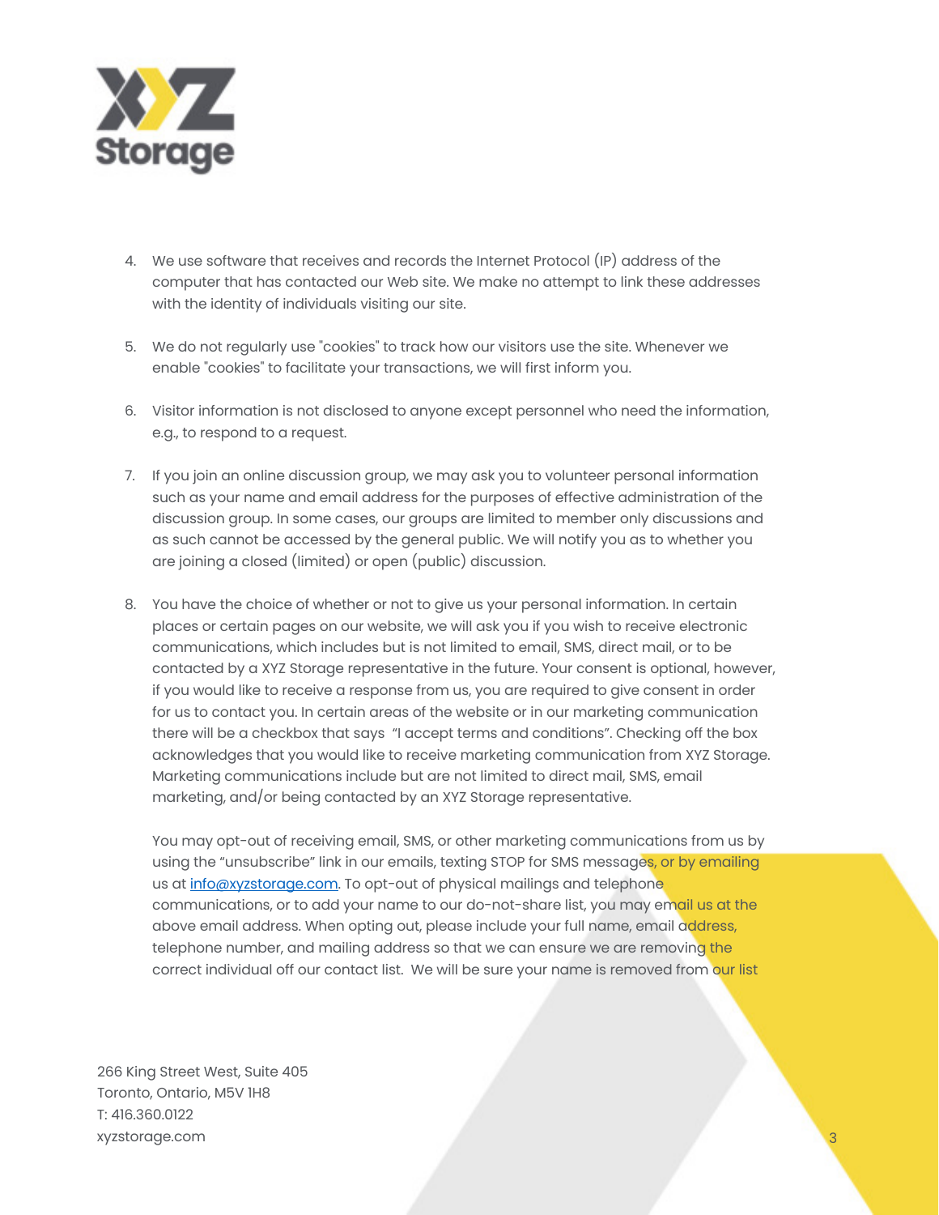4. We use software that receives and records the Internet Protocol (IP) address of the computer that has contacted our Web site. We make no attempt to link these addresses with the identity of individuals visiting our site.

5. We do not regularly use "cookies" to track how our visitors use the site. Whenever we enable "cookies" to facilitate your transactions, we will first inform you.

6. Visitor information is not disclosed to anyone except personnel who need the information, e.g., to respond to a request.

7. If you join an online discussion group, we may ask you to volunteer personal information such as your name and email address for the purposes of effective administration of the discussion group. In some cases, our groups are limited to member only discussions and as such cannot be accessed by the general public. We will notify you as to whether you are joining a closed (limited) or open (public) discussion.

8. You have the choice of whether or not to give us your personal information. In certain places or certain pages on our website, we will ask you if you wish to receive electronic communications, which includes but is not limited to email, SMS, direct mail, or to be contacted by a XYZ Storage representative in the future. Your consent is optional, however, if you would like to receive a response from us, you are required to give consent in order for us to contact you. In certain areas of the website or in our marketing communication there will be a checkbox that says "I accept terms and conditions". Checking off the box acknowledges that you would like to receive marketing communication from XYZ Storage. Marketing communications include but are not limited to direct mail, SMS, email marketing, and/or being contacted by an XYZ Storage representative.

   You may opt-out of receiving email, SMS, or other marketing communications from us by using the "unsubscribe" link in our emails, texting STOP for SMS messages, or by emailing us at [info@xyzstorage.com](mailto:info@xyzstorage.com). To opt-out of physical mailings and telephone communications, or to add your name to our do-not-share list, you may email us at the above email address. When opting out, please include your full name, email address, telephone number, and mailing address so that we can ensure we are removing the correct individual off our contact list. We will be sure your name is removed from our list

266 King Street West, Suite 405
Toronto, Ontario, M5V 1H8
T: 416.360.0122
xyzstorage.com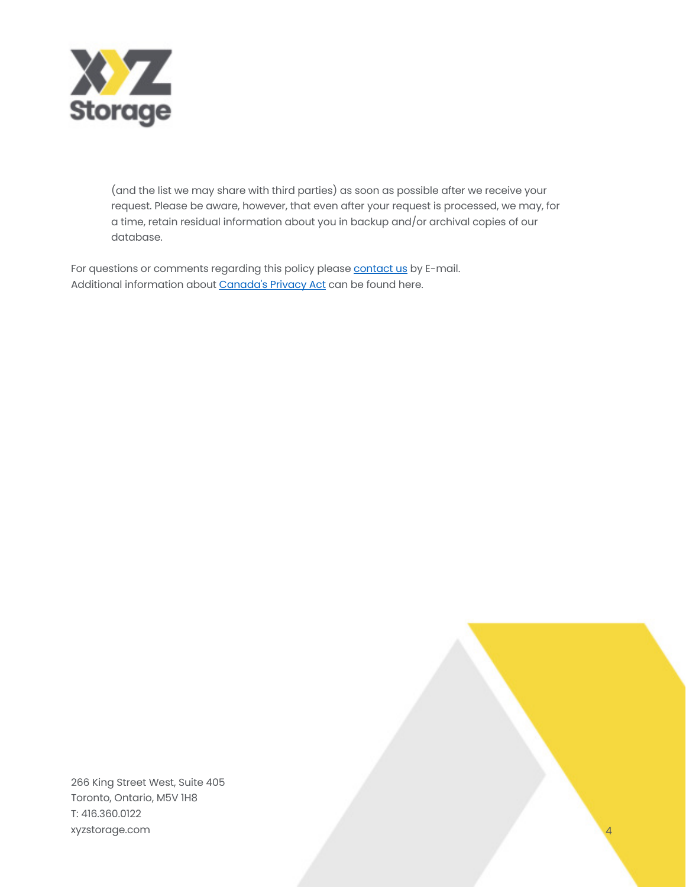(and the list we may share with third parties) as soon as possible after we receive your request. Please be aware, however, that even after your request is processed, we may, for a time, retain residual information about you in backup and/or archival copies of our database.

For questions or comments regarding this policy please contact us by E-mail.
Additional information about Canada's Privacy Act can be found here.